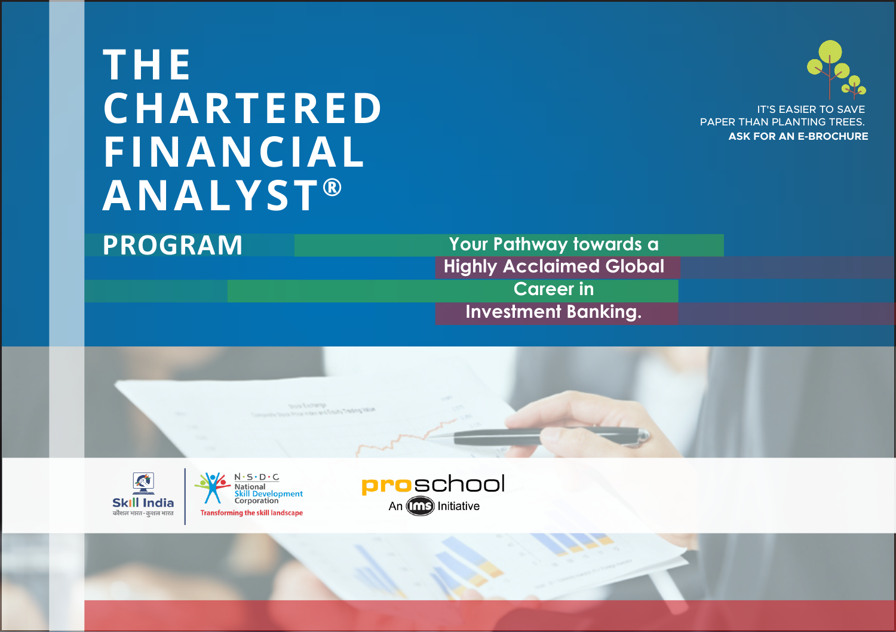# THE CHARTERED FINANCIAL ANALYST®

## PROGRAM

**Your Pathway towards a Highly Acclaimed Global Career in Investment Banking.**

IT'S EASIER TO SAVE PAPER THAN PLANTING TREES.
**ASK FOR AN E-BROCHURE**

Skill India
कौशल भारत-कुशल भारत

N·S·D·C
National Skill Development Corporation
Transforming the skill landscape

proschool
An IMS Initiative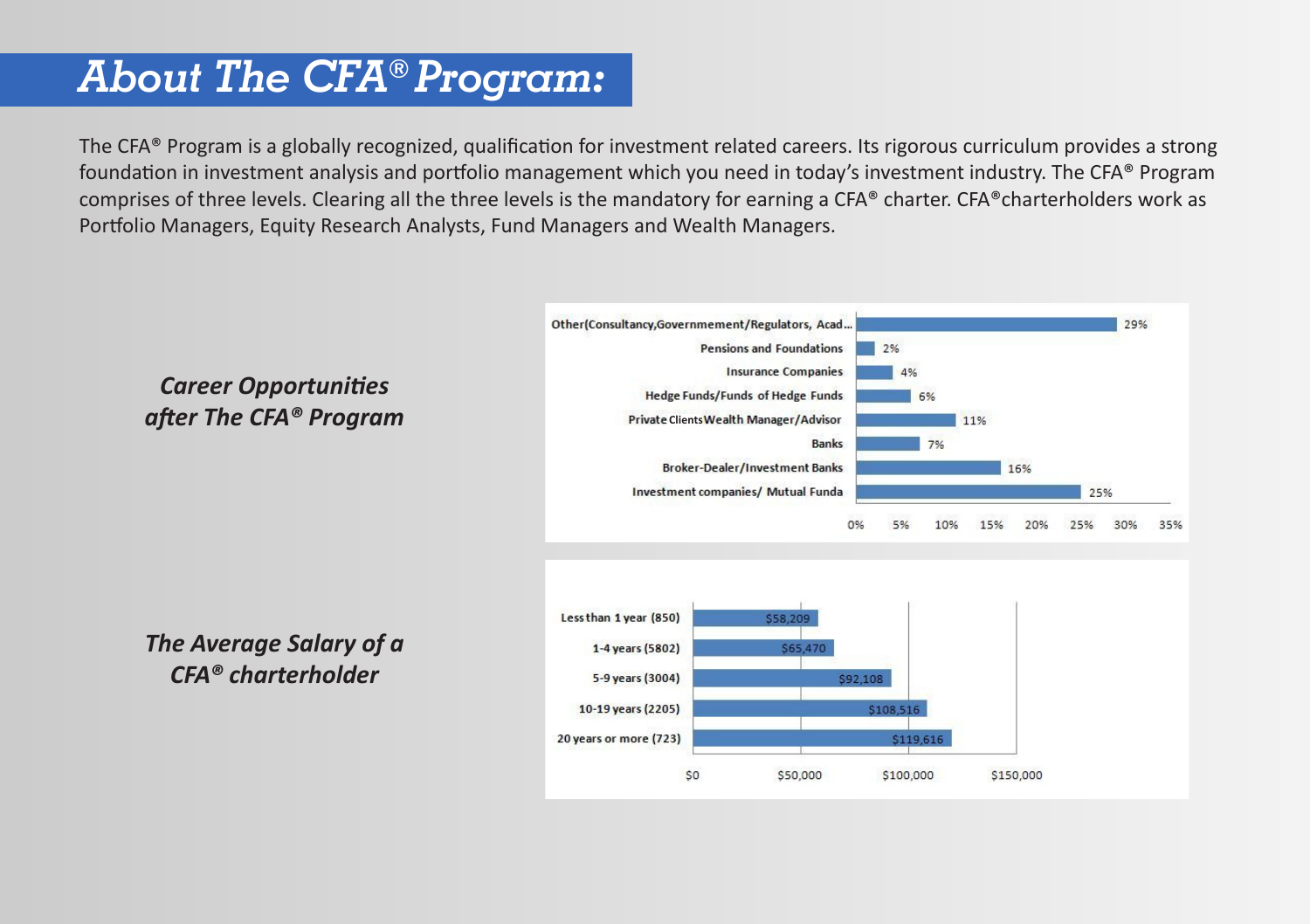# About The CFA® Program:

The CFA® Program is a globally recognized, qualification for investment related careers. Its rigorous curriculum provides a strong foundation in investment analysis and portfolio management which you need in today's investment industry. The CFA® Program comprises of three levels. Clearing all the three levels is the mandatory for earning a CFA® charter. CFA®charterholders work as Portfolio Managers, Equity Research Analysts, Fund Managers and Wealth Managers.

***Career Opportunities after The CFA® Program***

| Sector | Percentage |
| --- | --- |
| Other(Consultancy,Governmement/Regulators, Acad... | 29% |
| Pensions and Foundations | 2% |
| Insurance Companies | 4% |
| Hedge Funds/Funds of Hedge Funds | 6% |
| Private Clients Wealth Manager/Advisor | 11% |
| Banks | 7% |
| Broker-Dealer/Investment Banks | 16% |
| Investment companies/ Mutual Funda | 25% |

***The Average Salary of a CFA® charterholder***

| Experience | Average Salary |
| --- | --- |
| Less than 1 year (850) | $58,209 |
| 1-4 years (5802) | $65,470 |
| 5-9 years (3004) | $92,108 |
| 10-19 years (2205) | $108,516 |
| 20 years or more (723) | $119,616 |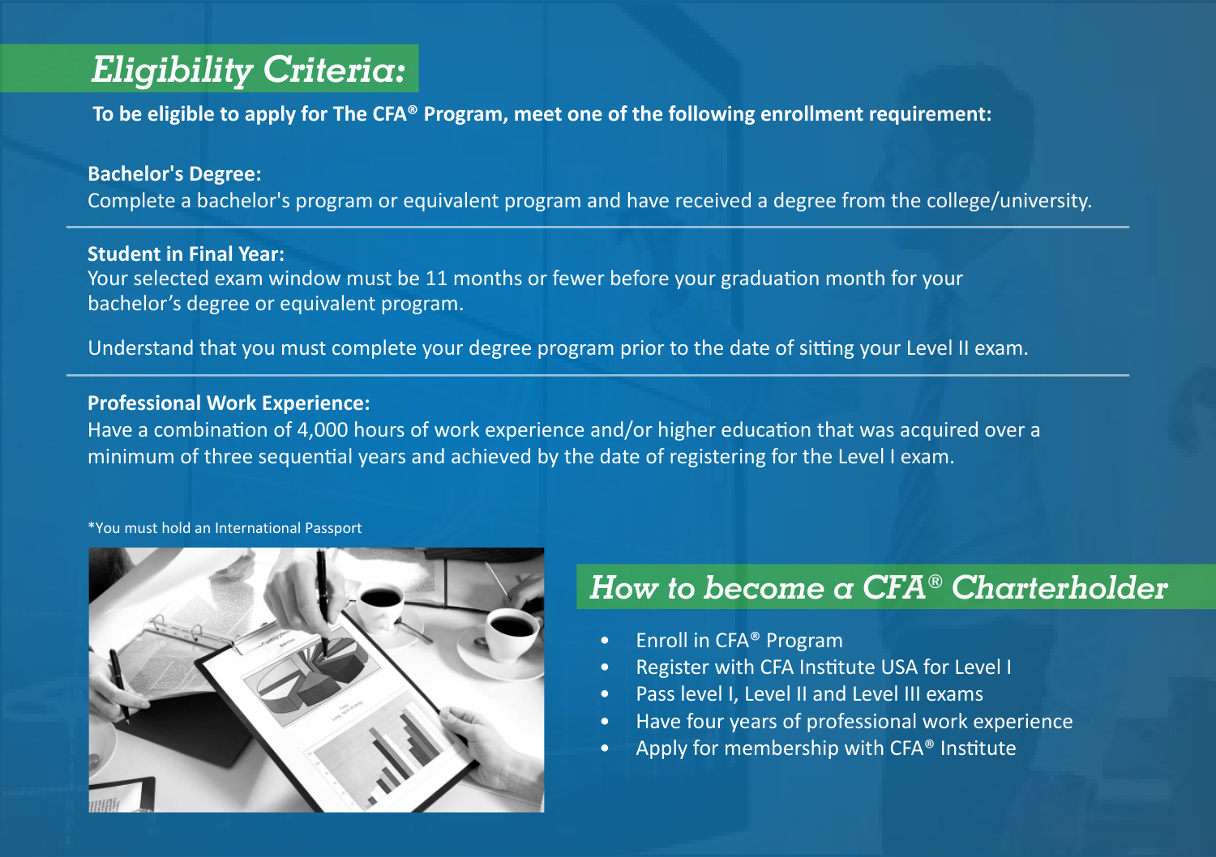## *Eligibility Criteria:*

**To be eligible to apply for The CFA® Program, meet one of the following enrollment requirement:**

**Bachelor's Degree:**
Complete a bachelor's program or equivalent program and have received a degree from the college/university.

---

**Student in Final Year:**
Your selected exam window must be 11 months or fewer before your graduation month for your bachelor's degree or equivalent program.

Understand that you must complete your degree program prior to the date of sitting your Level II exam.

---

**Professional Work Experience:**
Have a combination of 4,000 hours of work experience and/or higher education that was acquired over a minimum of three sequential years and achieved by the date of registering for the Level I exam.

*You must hold an International Passport

## *How to become a CFA® Charterholder*

- Enroll in CFA® Program
- Register with CFA Institute USA for Level I
- Pass level I, Level II and Level III exams
- Have four years of professional work experience
- Apply for membership with CFA® Institute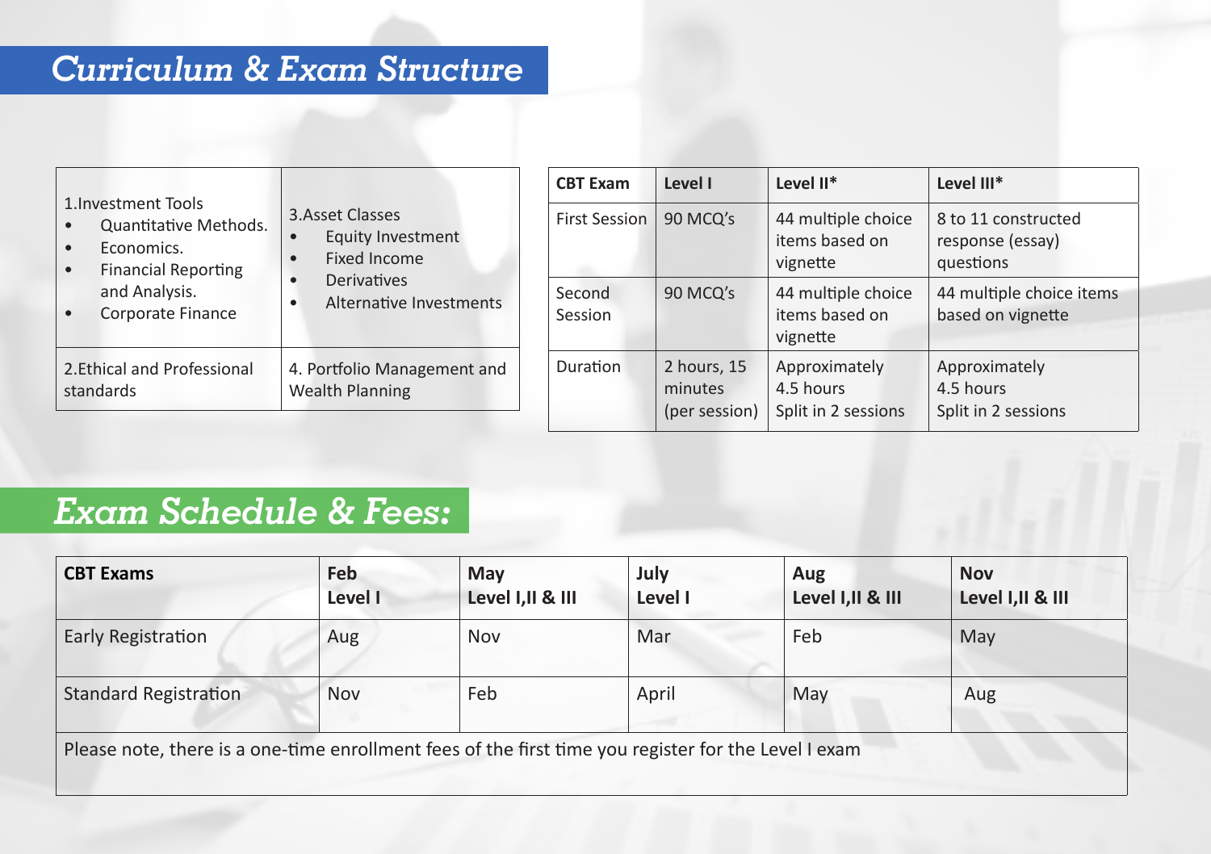## *Curriculum & Exam Structure*

| | |
|---|---|
| 1.Investment Tools<br>• Quantitative Methods.<br>• Economics.<br>• Financial Reporting and Analysis.<br>• Corporate Finance | 3.Asset Classes<br>• Equity Investment<br>• Fixed Income<br>• Derivatives<br>• Alternative Investments |
| 2.Ethical and Professional standards | 4. Portfolio Management and Wealth Planning |

| CBT Exam | Level I | Level II* | Level III* |
|---|---|---|---|
| First Session | 90 MCQ's | 44 multiple choice items based on vignette | 8 to 11 constructed response (essay) questions |
| Second Session | 90 MCQ's | 44 multiple choice items based on vignette | 44 multiple choice items based on vignette |
| Duration | 2 hours, 15 minutes (per session) | Approximately 4.5 hours Split in 2 sessions | Approximately 4.5 hours Split in 2 sessions |

## *Exam Schedule & Fees:*

| CBT Exams | Feb<br>Level I | May<br>Level I,II & III | July<br>Level I | Aug<br>Level I,II & III | Nov<br>Level I,II & III |
|---|---|---|---|---|---|
| Early Registration | Aug | Nov | Mar | Feb | May |
| Standard Registration | Nov | Feb | April | May | Aug |
| Please note, there is a one-time enrollment fees of the first time you register for the Level I exam | | | | | |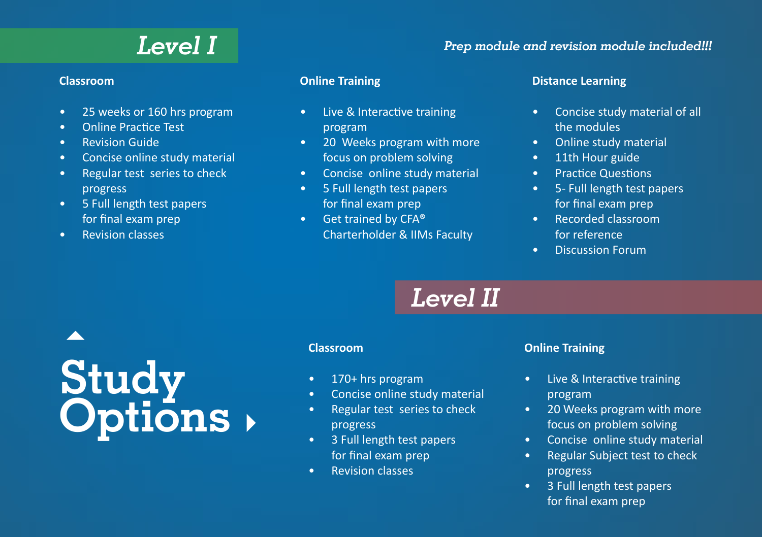# Study Options

## Level I

*Prep module and revision module included!!!*

### Classroom

- 25 weeks or 160 hrs program
- Online Practice Test
- Revision Guide
- Concise online study material
- Regular test series to check progress
- 5 Full length test papers for final exam prep
- Revision classes

### Online Training

- Live & Interactive training program
- 20 Weeks program with more focus on problem solving
- Concise online study material
- 5 Full length test papers for final exam prep
- Get trained by CFA® Charterholder & IIMs Faculty

### Distance Learning

- Concise study material of all the modules
- Online study material
- 11th Hour guide
- Practice Questions
- 5- Full length test papers for final exam prep
- Recorded classroom for reference
- Discussion Forum

## Level II

### Classroom

- 170+ hrs program
- Concise online study material
- Regular test series to check progress
- 3 Full length test papers for final exam prep
- Revision classes

### Online Training

- Live & Interactive training program
- 20 Weeks program with more focus on problem solving
- Concise online study material
- Regular Subject test to check progress
- 3 Full length test papers for final exam prep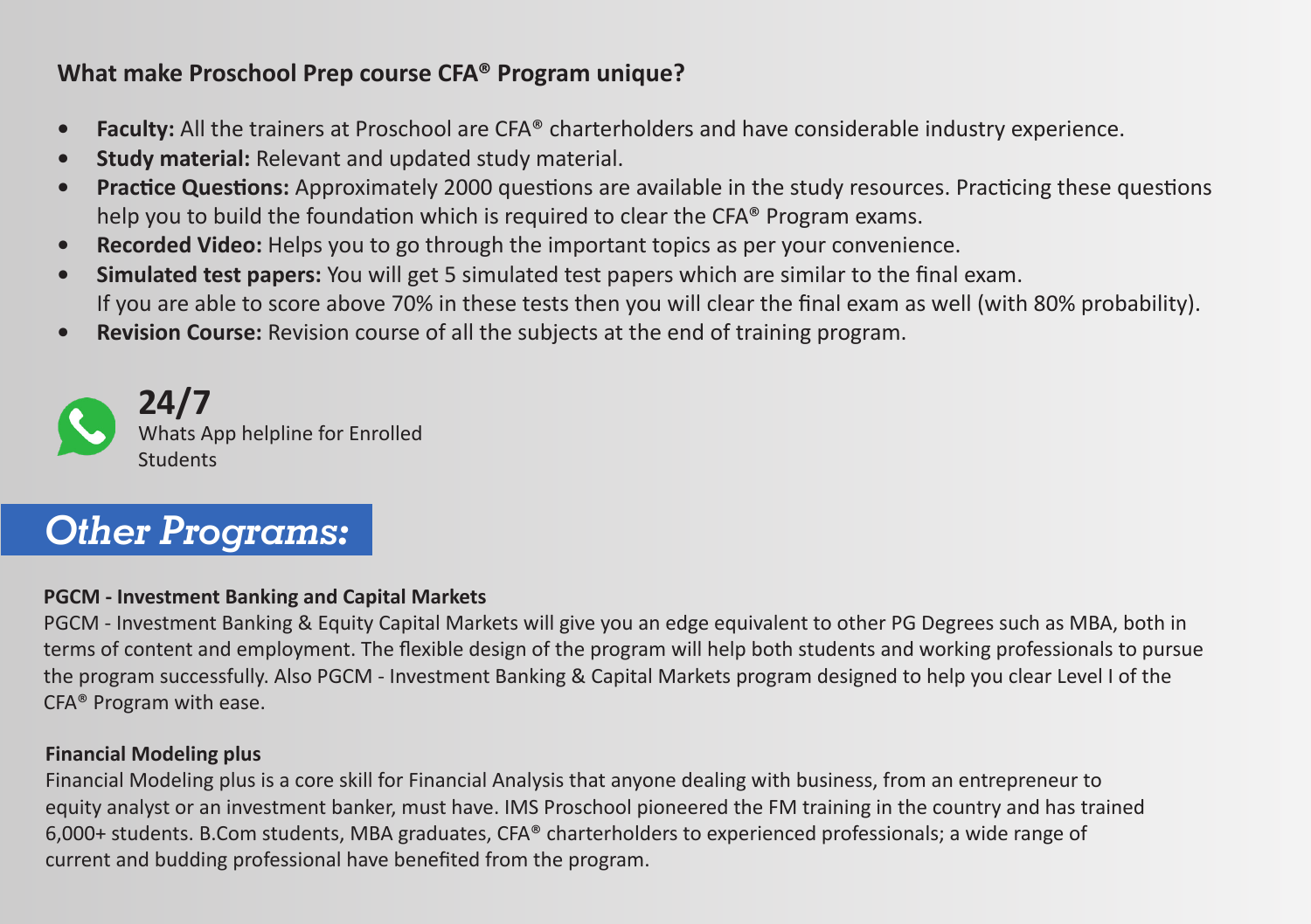### What make Proschool Prep course CFA® Program unique?

- **Faculty:** All the trainers at Proschool are CFA® charterholders and have considerable industry experience.
- **Study material:** Relevant and updated study material.
- **Practice Questions:** Approximately 2000 questions are available in the study resources. Practicing these questions help you to build the foundation which is required to clear the CFA® Program exams.
- **Recorded Video:** Helps you to go through the important topics as per your convenience.
- **Simulated test papers:** You will get 5 simulated test papers which are similar to the final exam. If you are able to score above 70% in these tests then you will clear the final exam as well (with 80% probability).
- **Revision Course:** Revision course of all the subjects at the end of training program.

**24/7**
Whats App helpline for Enrolled Students

## *Other Programs:*

**PGCM - Investment Banking and Capital Markets**

PGCM - Investment Banking & Equity Capital Markets will give you an edge equivalent to other PG Degrees such as MBA, both in terms of content and employment. The flexible design of the program will help both students and working professionals to pursue the program successfully. Also PGCM - Investment Banking & Capital Markets program designed to help you clear Level I of the CFA® Program with ease.

**Financial Modeling plus**

Financial Modeling plus is a core skill for Financial Analysis that anyone dealing with business, from an entrepreneur to equity analyst or an investment banker, must have. IMS Proschool pioneered the FM training in the country and has trained 6,000+ students. B.Com students, MBA graduates, CFA® charterholders to experienced professionals; a wide range of current and budding professional have benefited from the program.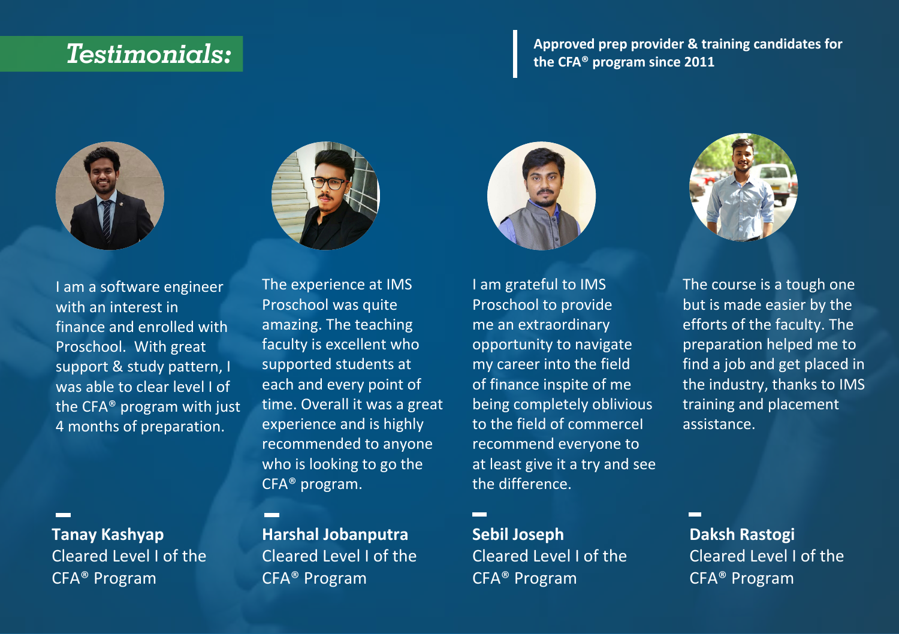# *Testimonials:*

**Approved prep provider & training candidates for the CFA® program since 2011**

I am a software engineer with an interest in finance and enrolled with Proschool. With great support & study pattern, I was able to clear level I of the CFA® program with just 4 months of preparation.

**Tanay Kashyap**
Cleared Level I of the CFA® Program

The experience at IMS Proschool was quite amazing. The teaching faculty is excellent who supported students at each and every point of time. Overall it was a great experience and is highly recommended to anyone who is looking to go the CFA® program.

**Harshal Jobanputra**
Cleared Level I of the CFA® Program

I am grateful to IMS Proschool to provide me an extraordinary opportunity to navigate my career into the field of finance inspite of me being completely oblivious to the field of commercel recommend everyone to at least give it a try and see the difference.

**Sebil Joseph**
Cleared Level I of the CFA® Program

The course is a tough one but is made easier by the efforts of the faculty. The preparation helped me to find a job and get placed in the industry, thanks to IMS training and placement assistance.

**Daksh Rastogi**
Cleared Level I of the CFA® Program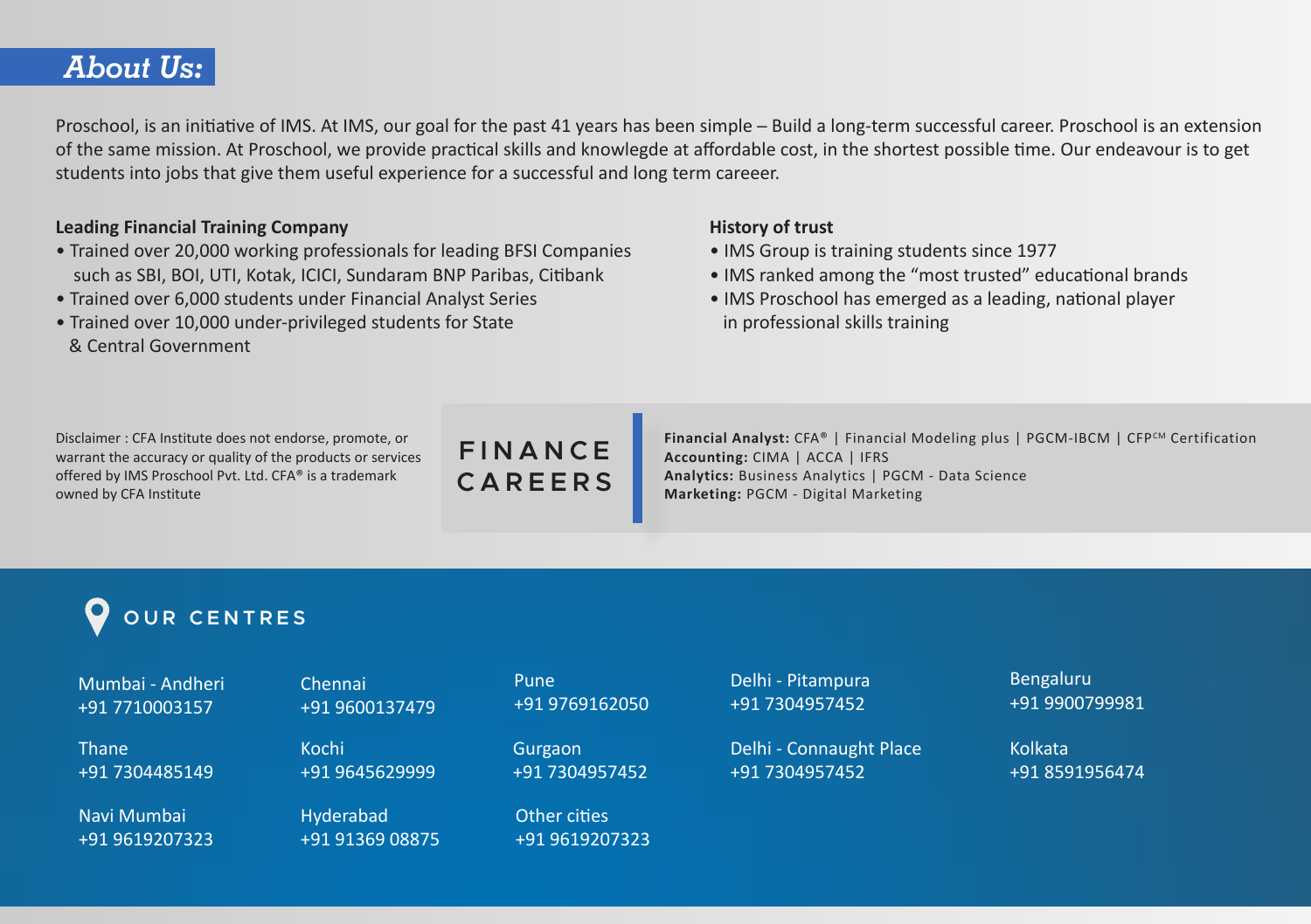## About Us:

Proschool, is an initiative of IMS. At IMS, our goal for the past 41 years has been simple – Build a long-term successful career. Proschool is an extension of the same mission. At Proschool, we provide practical skills and knowlegde at affordable cost, in the shortest possible time. Our endeavour is to get students into jobs that give them useful experience for a successful and long term careeer.

**Leading Financial Training Company**

- Trained over 20,000 working professionals for leading BFSI Companies such as SBI, BOI, UTI, Kotak, ICICI, Sundaram BNP Paribas, Citibank
- Trained over 6,000 students under Financial Analyst Series
- Trained over 10,000 under-privileged students for State & Central Government

**History of trust**

- IMS Group is training students since 1977
- IMS ranked among the "most trusted" educational brands
- IMS Proschool has emerged as a leading, national player in professional skills training

Disclaimer : CFA Institute does not endorse, promote, or warrant the accuracy or quality of the products or services offered by IMS Proschool Pvt. Ltd. CFA® is a trademark owned by CFA Institute

### FINANCE CAREERS

**Financial Analyst:** CFA® | Financial Modeling plus | PGCM-IBCM | CFP[CM] Certification
**Accounting:** CIMA | ACCA | IFRS
**Analytics:** Business Analytics | PGCM - Data Science
**Marketing:** PGCM - Digital Marketing

## OUR CENTRES

Mumbai - Andheri
+91 7710003157

Thane
+91 7304485149

Navi Mumbai
+91 9619207323

Chennai
+91 9600137479

Kochi
+91 9645629999

Hyderabad
+91 91369 08875

Pune
+91 9769162050

Gurgaon
+91 7304957452

Other cities
+91 9619207323

Delhi - Pitampura
+91 7304957452

Delhi - Connaught Place
+91 7304957452

Bengaluru
+91 9900799981

Kolkata
+91 8591956474